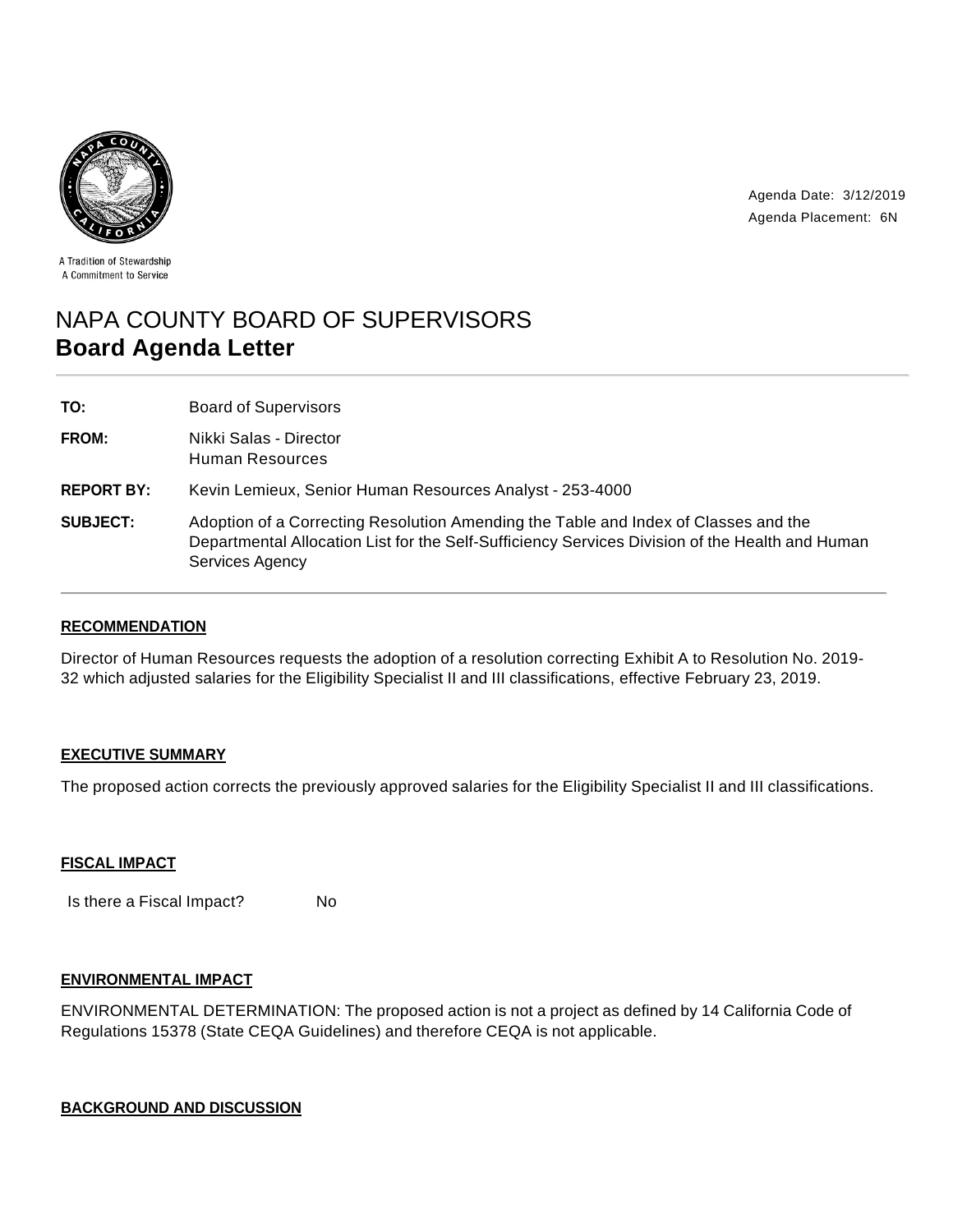A Tradition of Stewardship
A Commitment to Service

Agenda Date: 3/12/2019
Agenda Placement: 6N

# NAPA COUNTY BOARD OF SUPERVISORS
## Board Agenda Letter

| | |
|---|---|
| **TO:** | Board of Supervisors |
| **FROM:** | Nikki Salas - Director<br>Human Resources |
| **REPORT BY:** | Kevin Lemieux, Senior Human Resources Analyst - 253-4000 |
| **SUBJECT:** | Adoption of a Correcting Resolution Amending the Table and Index of Classes and the Departmental Allocation List for the Self-Sufficiency Services Division of the Health and Human Services Agency |

### RECOMMENDATION

Director of Human Resources requests the adoption of a resolution correcting Exhibit A to Resolution No. 2019-32 which adjusted salaries for the Eligibility Specialist II and III classifications, effective February 23, 2019.

### EXECUTIVE SUMMARY

The proposed action corrects the previously approved salaries for the Eligibility Specialist II and III classifications.

### FISCAL IMPACT

Is there a Fiscal Impact? No

### ENVIRONMENTAL IMPACT

ENVIRONMENTAL DETERMINATION: The proposed action is not a project as defined by 14 California Code of Regulations 15378 (State CEQA Guidelines) and therefore CEQA is not applicable.

### BACKGROUND AND DISCUSSION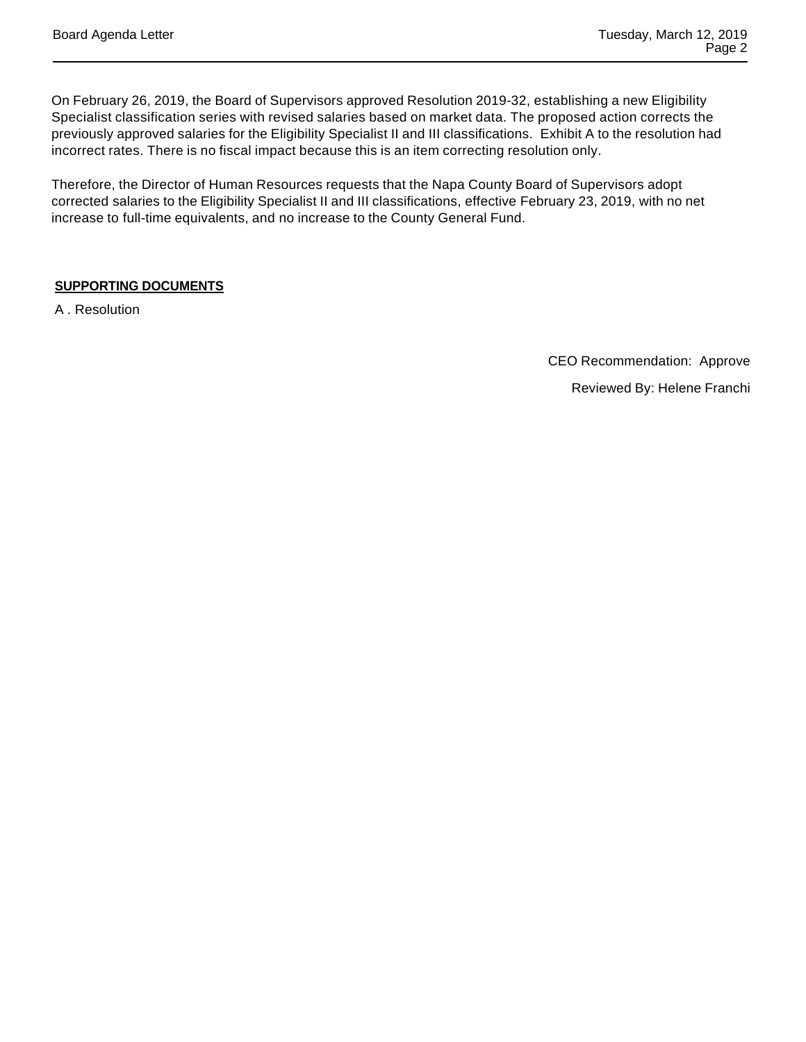On February 26, 2019, the Board of Supervisors approved Resolution 2019-32, establishing a new Eligibility Specialist classification series with revised salaries based on market data. The proposed action corrects the previously approved salaries for the Eligibility Specialist II and III classifications. Exhibit A to the resolution had incorrect rates. There is no fiscal impact because this is an item correcting resolution only.

Therefore, the Director of Human Resources requests that the Napa County Board of Supervisors adopt corrected salaries to the Eligibility Specialist II and III classifications, effective February 23, 2019, with no net increase to full-time equivalents, and no increase to the County General Fund.

**SUPPORTING DOCUMENTS**

A . Resolution

CEO Recommendation: Approve

Reviewed By: Helene Franchi